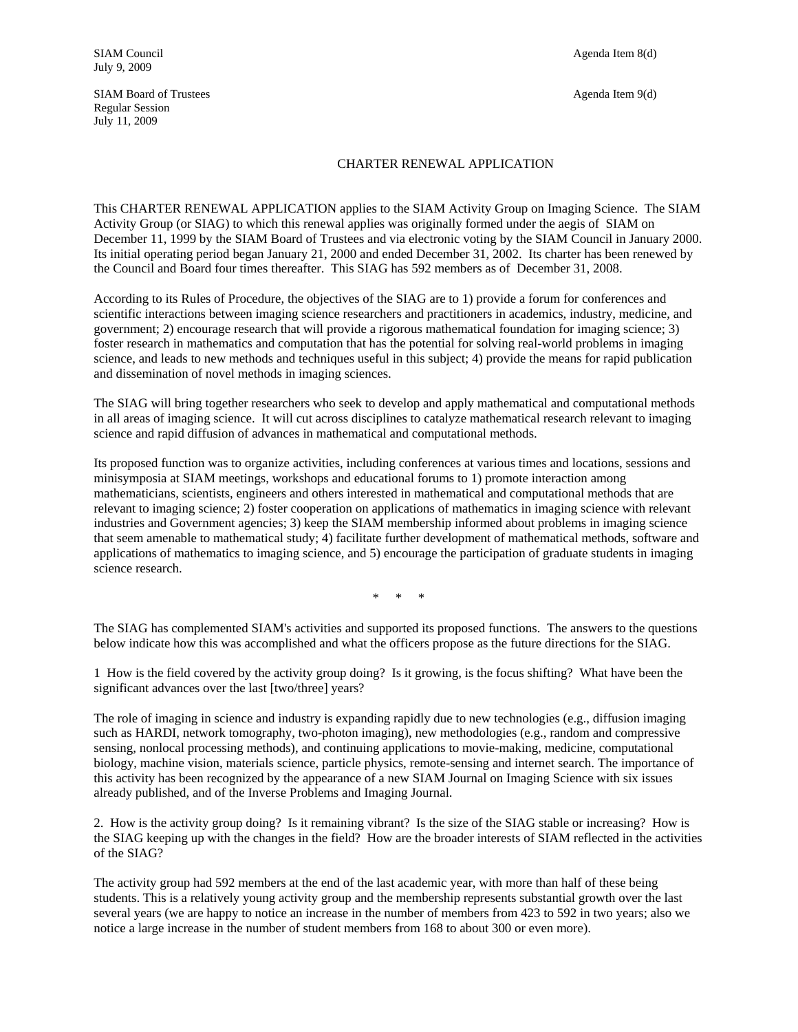SIAM Council  Agenda Item 8(d)
July 9, 2009

SIAM Board of Trustees  Agenda Item 9(d)
Regular Session
July 11, 2009

# CHARTER RENEWAL APPLICATION

This CHARTER RENEWAL APPLICATION applies to the SIAM Activity Group on Imaging Science. The SIAM Activity Group (or SIAG) to which this renewal applies was originally formed under the aegis of SIAM on December 11, 1999 by the SIAM Board of Trustees and via electronic voting by the SIAM Council in January 2000. Its initial operating period began January 21, 2000 and ended December 31, 2002. Its charter has been renewed by the Council and Board four times thereafter. This SIAG has 592 members as of December 31, 2008.

According to its Rules of Procedure, the objectives of the SIAG are to 1) provide a forum for conferences and scientific interactions between imaging science researchers and practitioners in academics, industry, medicine, and government; 2) encourage research that will provide a rigorous mathematical foundation for imaging science; 3) foster research in mathematics and computation that has the potential for solving real-world problems in imaging science, and leads to new methods and techniques useful in this subject; 4) provide the means for rapid publication and dissemination of novel methods in imaging sciences.

The SIAG will bring together researchers who seek to develop and apply mathematical and computational methods in all areas of imaging science. It will cut across disciplines to catalyze mathematical research relevant to imaging science and rapid diffusion of advances in mathematical and computational methods.

Its proposed function was to organize activities, including conferences at various times and locations, sessions and minisymposia at SIAM meetings, workshops and educational forums to 1) promote interaction among mathematicians, scientists, engineers and others interested in mathematical and computational methods that are relevant to imaging science; 2) foster cooperation on applications of mathematics in imaging science with relevant industries and Government agencies; 3) keep the SIAM membership informed about problems in imaging science that seem amenable to mathematical study; 4) facilitate further development of mathematical methods, software and applications of mathematics to imaging science, and 5) encourage the participation of graduate students in imaging science research.

\* \* \*

The SIAG has complemented SIAM's activities and supported its proposed functions. The answers to the questions below indicate how this was accomplished and what the officers propose as the future directions for the SIAG.

1 How is the field covered by the activity group doing? Is it growing, is the focus shifting? What have been the significant advances over the last [two/three] years?

The role of imaging in science and industry is expanding rapidly due to new technologies (e.g., diffusion imaging such as HARDI, network tomography, two-photon imaging), new methodologies (e.g., random and compressive sensing, nonlocal processing methods), and continuing applications to movie-making, medicine, computational biology, machine vision, materials science, particle physics, remote-sensing and internet search. The importance of this activity has been recognized by the appearance of a new SIAM Journal on Imaging Science with six issues already published, and of the Inverse Problems and Imaging Journal.

2. How is the activity group doing? Is it remaining vibrant? Is the size of the SIAG stable or increasing? How is the SIAG keeping up with the changes in the field? How are the broader interests of SIAM reflected in the activities of the SIAG?

The activity group had 592 members at the end of the last academic year, with more than half of these being students. This is a relatively young activity group and the membership represents substantial growth over the last several years (we are happy to notice an increase in the number of members from 423 to 592 in two years; also we notice a large increase in the number of student members from 168 to about 300 or even more).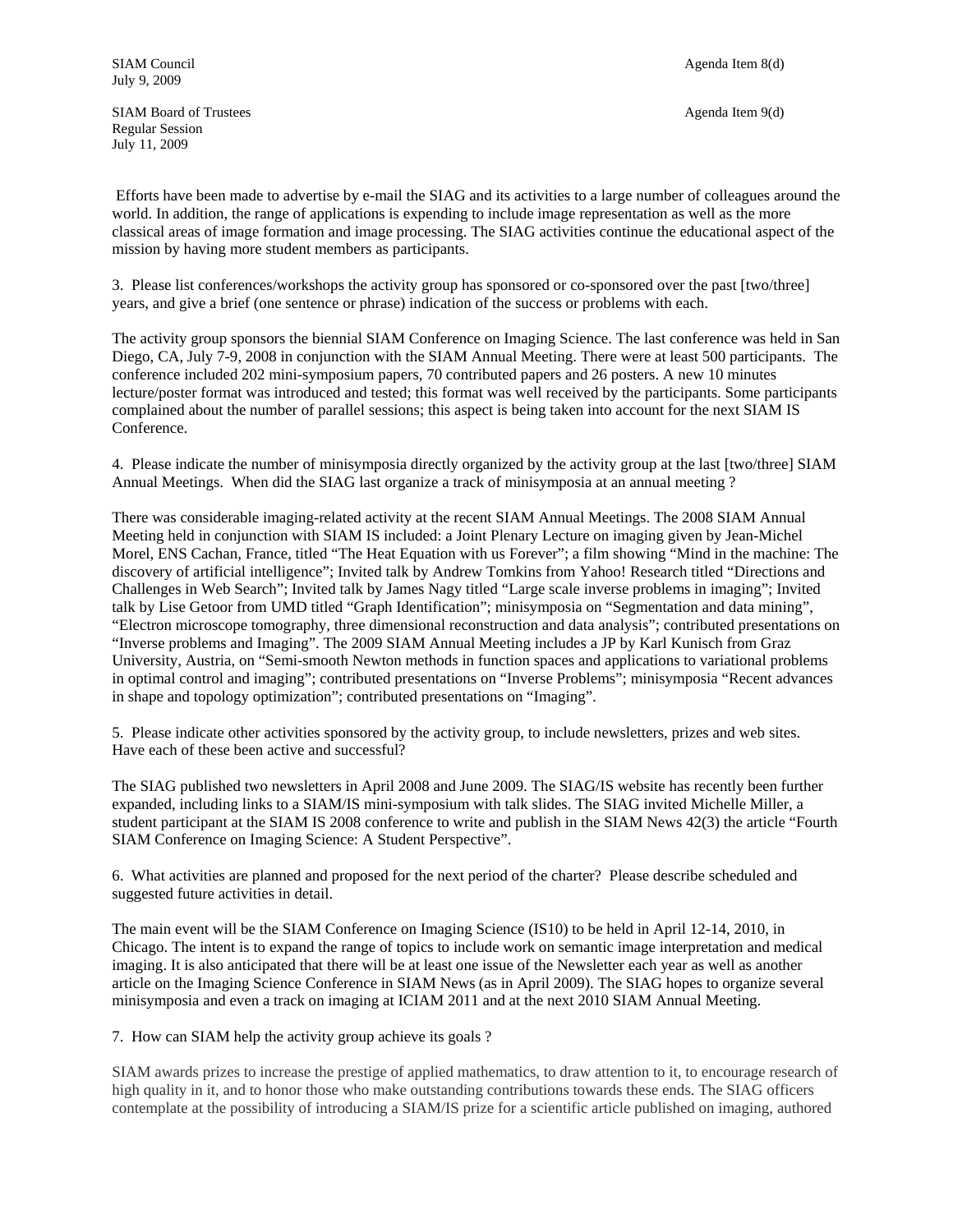SIAM Council
July 9, 2009

Agenda Item 8(d)

SIAM Board of Trustees
Regular Session
July 11, 2009

Agenda Item 9(d)

Efforts have been made to advertise by e-mail the SIAG and its activities to a large number of colleagues around the world. In addition, the range of applications is expending to include image representation as well as the more classical areas of image formation and image processing. The SIAG activities continue the educational aspect of the mission by having more student members as participants.

3. Please list conferences/workshops the activity group has sponsored or co-sponsored over the past [two/three] years, and give a brief (one sentence or phrase) indication of the success or problems with each.

The activity group sponsors the biennial SIAM Conference on Imaging Science. The last conference was held in San Diego, CA, July 7-9, 2008 in conjunction with the SIAM Annual Meeting. There were at least 500 participants. The conference included 202 mini-symposium papers, 70 contributed papers and 26 posters. A new 10 minutes lecture/poster format was introduced and tested; this format was well received by the participants. Some participants complained about the number of parallel sessions; this aspect is being taken into account for the next SIAM IS Conference.

4. Please indicate the number of minisymposia directly organized by the activity group at the last [two/three] SIAM Annual Meetings. When did the SIAG last organize a track of minisymposia at an annual meeting ?

There was considerable imaging-related activity at the recent SIAM Annual Meetings. The 2008 SIAM Annual Meeting held in conjunction with SIAM IS included: a Joint Plenary Lecture on imaging given by Jean-Michel Morel, ENS Cachan, France, titled "The Heat Equation with us Forever"; a film showing "Mind in the machine: The discovery of artificial intelligence"; Invited talk by Andrew Tomkins from Yahoo! Research titled "Directions and Challenges in Web Search"; Invited talk by James Nagy titled "Large scale inverse problems in imaging"; Invited talk by Lise Getoor from UMD titled "Graph Identification"; minisymposia on "Segmentation and data mining", "Electron microscope tomography, three dimensional reconstruction and data analysis"; contributed presentations on "Inverse problems and Imaging". The 2009 SIAM Annual Meeting includes a JP by Karl Kunisch from Graz University, Austria, on "Semi-smooth Newton methods in function spaces and applications to variational problems in optimal control and imaging"; contributed presentations on "Inverse Problems"; minisymposia "Recent advances in shape and topology optimization"; contributed presentations on "Imaging".

5. Please indicate other activities sponsored by the activity group, to include newsletters, prizes and web sites. Have each of these been active and successful?

The SIAG published two newsletters in April 2008 and June 2009. The SIAG/IS website has recently been further expanded, including links to a SIAM/IS mini-symposium with talk slides. The SIAG invited Michelle Miller, a student participant at the SIAM IS 2008 conference to write and publish in the SIAM News 42(3) the article "Fourth SIAM Conference on Imaging Science: A Student Perspective".

6. What activities are planned and proposed for the next period of the charter? Please describe scheduled and suggested future activities in detail.

The main event will be the SIAM Conference on Imaging Science (IS10) to be held in April 12-14, 2010, in Chicago. The intent is to expand the range of topics to include work on semantic image interpretation and medical imaging. It is also anticipated that there will be at least one issue of the Newsletter each year as well as another article on the Imaging Science Conference in SIAM News (as in April 2009). The SIAG hopes to organize several minisymposia and even a track on imaging at ICIAM 2011 and at the next 2010 SIAM Annual Meeting.

7. How can SIAM help the activity group achieve its goals ?

SIAM awards prizes to increase the prestige of applied mathematics, to draw attention to it, to encourage research of high quality in it, and to honor those who make outstanding contributions towards these ends. The SIAG officers contemplate at the possibility of introducing a SIAM/IS prize for a scientific article published on imaging, authored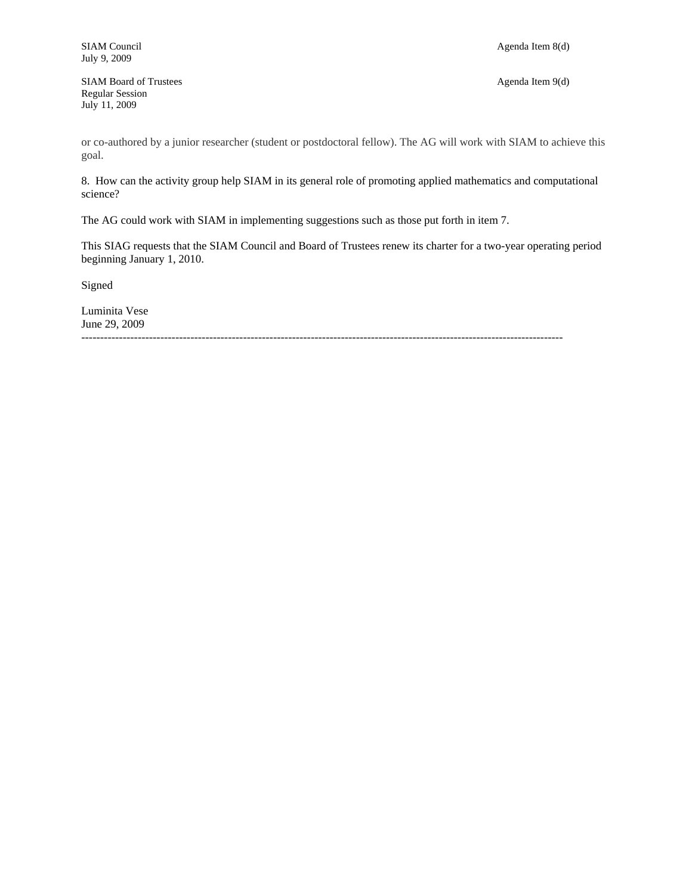or co-authored by a junior researcher (student or postdoctoral fellow). The AG will work with SIAM to achieve this goal.

8. How can the activity group help SIAM in its general role of promoting applied mathematics and computational science?

The AG could work with SIAM in implementing suggestions such as those put forth in item 7.

This SIAG requests that the SIAM Council and Board of Trustees renew its charter for a two-year operating period beginning January 1, 2010.

Signed

Luminita Vese
June 29, 2009

---